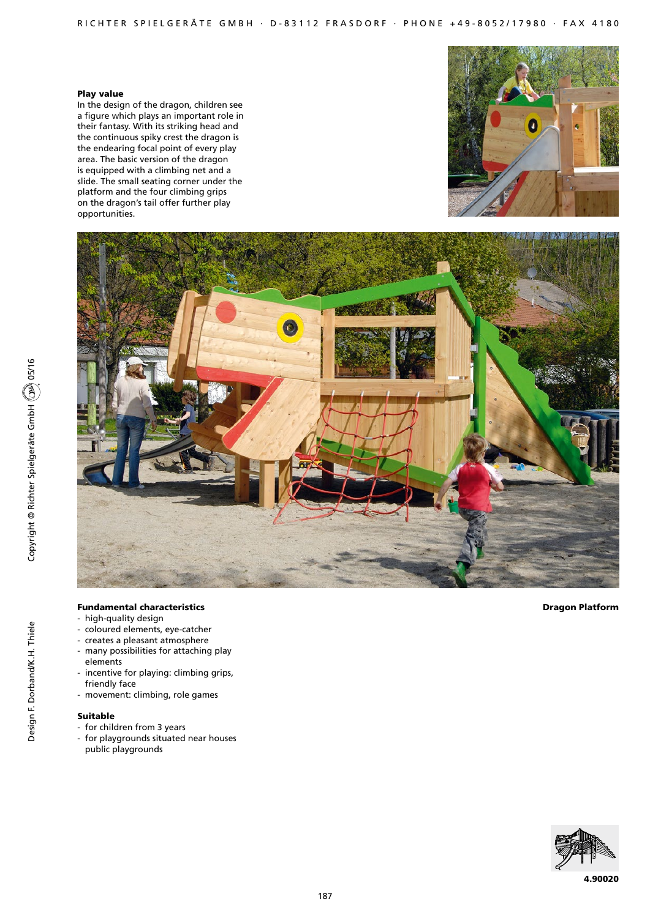### Play value

In the design of the dragon, children see a figure which plays an important role in their fantasy. With its striking head and the continuous spiky crest the dragon is the endearing focal point of every play area. The basic version of the dragon is equipped with a climbing net and a slide. The small seating corner under the platform and the four climbing grips on the dragon's tail offer further play opportunities.

### Fundamental characteristics

- high-quality design
- coloured elements, eye-catcher
- creates a pleasant atmosphere
- many possibilities for attaching play elements
- incentive for playing: climbing grips, friendly face
- movement: climbing, role games

### Suitable

- for children from 3 years
- for playgrounds situated near houses public playgrounds

**Dragon Platform**

**4.90020**

Copyright © Richter Spielgeräte GmbH 05/16

Design F. Dorband/K.H. Thiele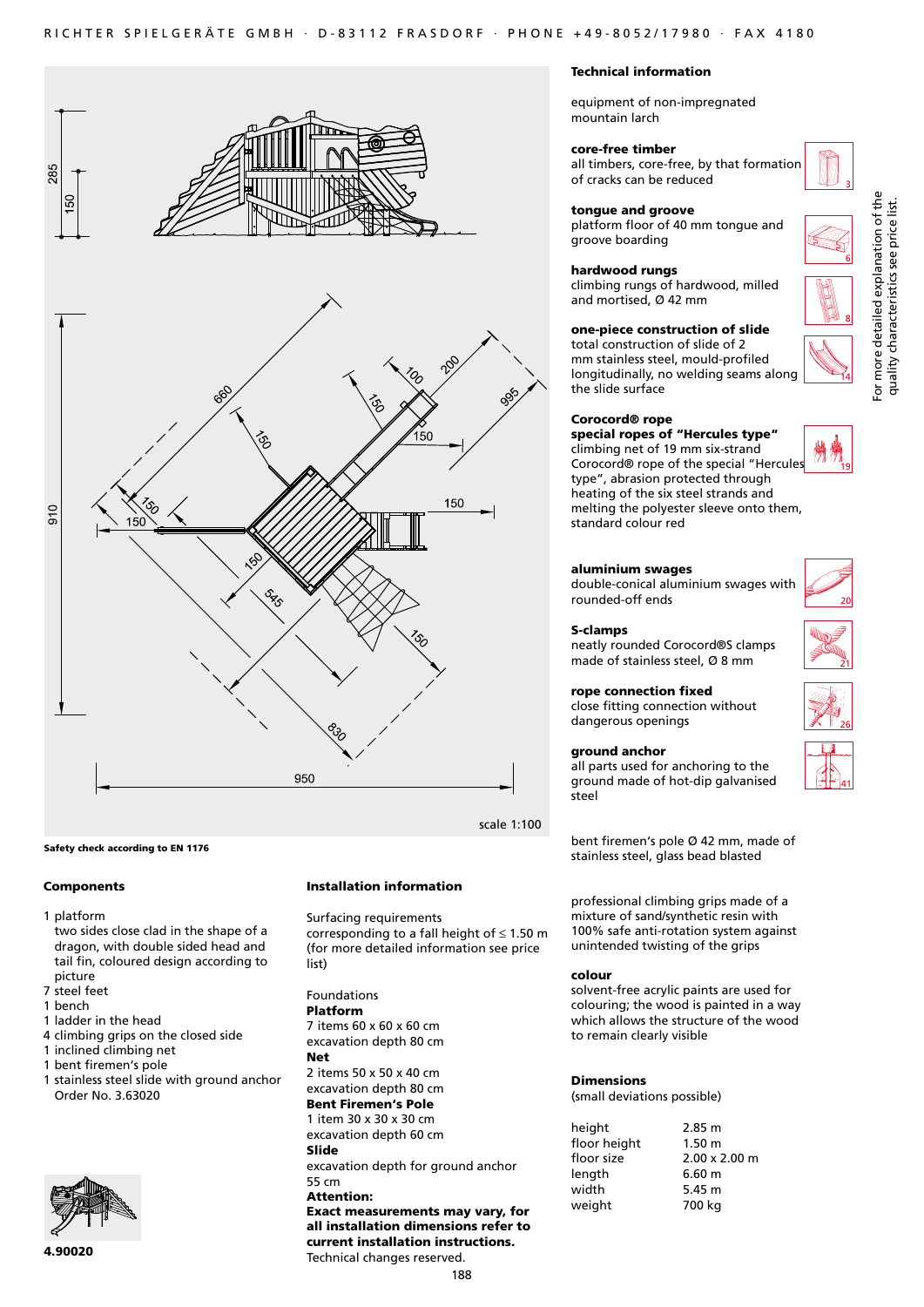RICHTER SPIELGERÄTE GMBH · D-83112 FRASDORF · PHONE +49-8052/17980 · FAX 4180

285
150
910
660
150
150
150
150
545
830
950
100
200
150
995
150
150
150

scale 1:100

**Safety check according to EN 1176**

## Components

1 platform
two sides close clad in the shape of a dragon, with double sided head and tail fin, coloured design according to picture
7 steel feet
1 bench
1 ladder in the head
4 climbing grips on the closed side
1 inclined climbing net
1 bent firemen's pole
1 stainless steel slide with ground anchor
Order No. 3.63020

**4.90020**

## Installation information

Surfacing requirements
corresponding to a fall height of ≤ 1.50 m (for more detailed information see price list)

Foundations
**Platform**
7 items 60 x 60 x 60 cm
excavation depth 80 cm
**Net**
2 items 50 x 50 x 40 cm
excavation depth 80 cm
**Bent Firemen's Pole**
1 item 30 x 30 x 30 cm
excavation depth 60 cm
**Slide**
excavation depth for ground anchor 55 cm
**Attention:**
**Exact measurements may vary, for all installation dimensions refer to current installation instructions.**
Technical changes reserved.

## Technical information

equipment of non-impregnated mountain larch

**core-free timber**
all timbers, core-free, by that formation of cracks can be reduced

3

**tongue and groove**
platform floor of 40 mm tongue and groove boarding

6

**hardwood rungs**
climbing rungs of hardwood, milled and mortised, Ø 42 mm

8

**one-piece construction of slide**
total construction of slide of 2 mm stainless steel, mould-profiled longitudinally, no welding seams along the slide surface

14

**Corocord® rope**
**special ropes of "Hercules type"**
climbing net of 19 mm six-strand Corocord® rope of the special "Hercules type", abrasion protected through heating of the six steel strands and melting the polyester sleeve onto them, standard colour red

19

**aluminium swages**
double-conical aluminium swages with rounded-off ends

20

**S-clamps**
neatly rounded Corocord®S clamps made of stainless steel, Ø 8 mm

21

**rope connection fixed**
close fitting connection without dangerous openings

26

**ground anchor**
all parts used for anchoring to the ground made of hot-dip galvanised steel

41

bent firemen's pole Ø 42 mm, made of stainless steel, glass bead blasted

professional climbing grips made of a mixture of sand/synthetic resin with 100% safe anti-rotation system against unintended twisting of the grips

**colour**
solvent-free acrylic paints are used for colouring; the wood is painted in a way which allows the structure of the wood to remain clearly visible

**Dimensions**
(small deviations possible)

| | |
|---|---|
| height | 2.85 m |
| floor height | 1.50 m |
| floor size | 2.00 x 2.00 m |
| length | 6.60 m |
| width | 5.45 m |
| weight | 700 kg |

For more detailed explanation of the quality characteristics see price list.